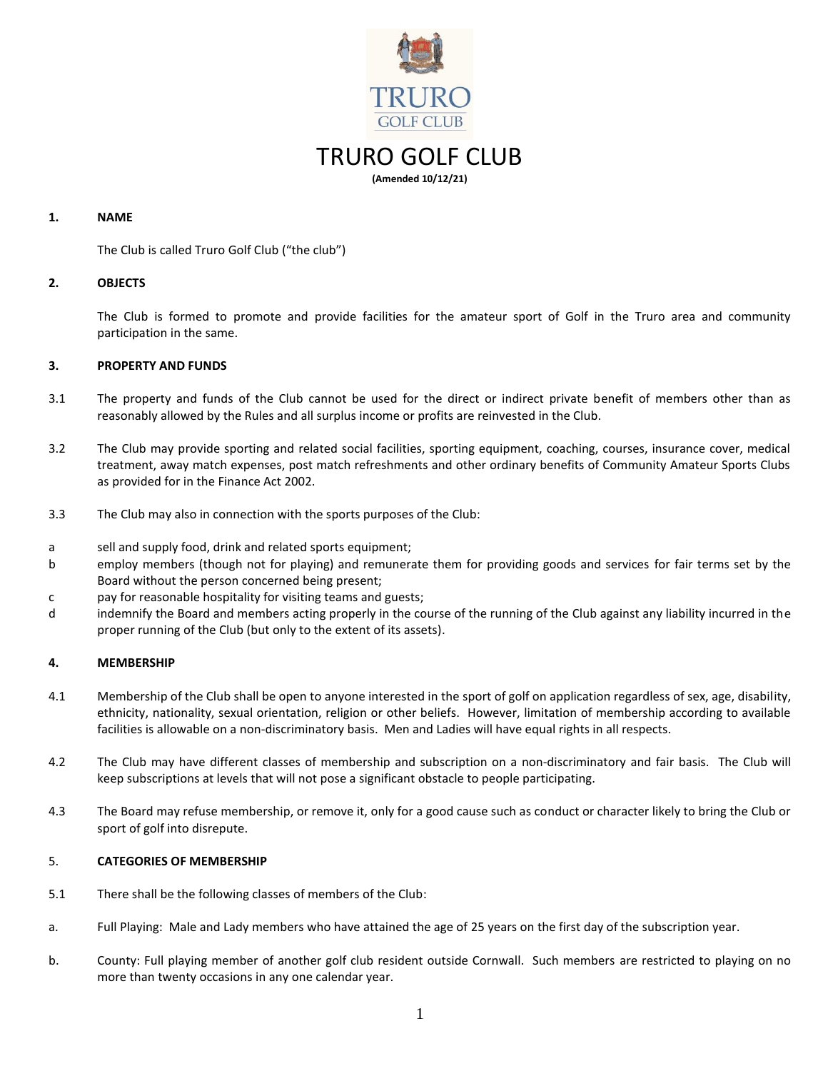# TRURO GOLF CLUB

**(Amended 10/12/21)**

## 1. NAME

The Club is called Truro Golf Club ("the club")

## 2. OBJECTS

The Club is formed to promote and provide facilities for the amateur sport of Golf in the Truro area and community participation in the same.

## 3. PROPERTY AND FUNDS

3.1 The property and funds of the Club cannot be used for the direct or indirect private benefit of members other than as reasonably allowed by the Rules and all surplus income or profits are reinvested in the Club.

3.2 The Club may provide sporting and related social facilities, sporting equipment, coaching, courses, insurance cover, medical treatment, away match expenses, post match refreshments and other ordinary benefits of Community Amateur Sports Clubs as provided for in the Finance Act 2002.

3.3 The Club may also in connection with the sports purposes of the Club:

a sell and supply food, drink and related sports equipment;

b employ members (though not for playing) and remunerate them for providing goods and services for fair terms set by the Board without the person concerned being present;

c pay for reasonable hospitality for visiting teams and guests;

d indemnify the Board and members acting properly in the course of the running of the Club against any liability incurred in the proper running of the Club (but only to the extent of its assets).

## 4. MEMBERSHIP

4.1 Membership of the Club shall be open to anyone interested in the sport of golf on application regardless of sex, age, disability, ethnicity, nationality, sexual orientation, religion or other beliefs. However, limitation of membership according to available facilities is allowable on a non-discriminatory basis. Men and Ladies will have equal rights in all respects.

4.2 The Club may have different classes of membership and subscription on a non-discriminatory and fair basis. The Club will keep subscriptions at levels that will not pose a significant obstacle to people participating.

4.3 The Board may refuse membership, or remove it, only for a good cause such as conduct or character likely to bring the Club or sport of golf into disrepute.

## 5. CATEGORIES OF MEMBERSHIP

5.1 There shall be the following classes of members of the Club:

a. Full Playing: Male and Lady members who have attained the age of 25 years on the first day of the subscription year.

b. County: Full playing member of another golf club resident outside Cornwall. Such members are restricted to playing on no more than twenty occasions in any one calendar year.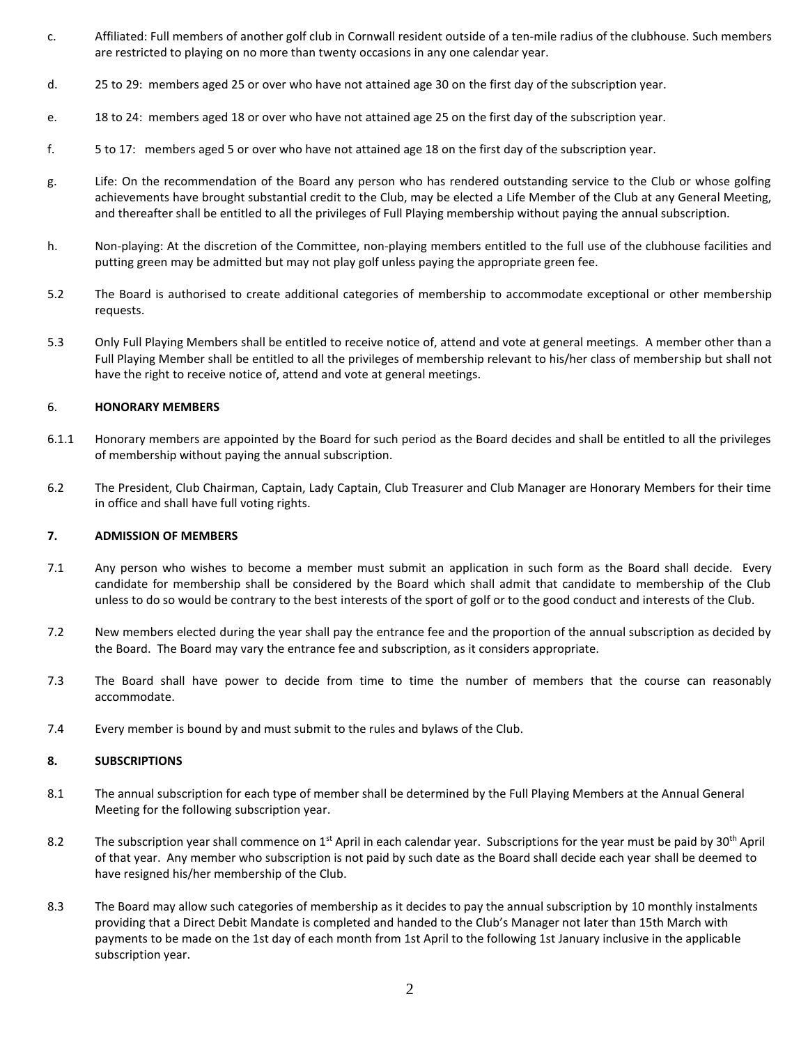c. Affiliated: Full members of another golf club in Cornwall resident outside of a ten-mile radius of the clubhouse. Such members are restricted to playing on no more than twenty occasions in any one calendar year.

d. 25 to 29: members aged 25 or over who have not attained age 30 on the first day of the subscription year.

e. 18 to 24: members aged 18 or over who have not attained age 25 on the first day of the subscription year.

f. 5 to 17: members aged 5 or over who have not attained age 18 on the first day of the subscription year.

g. Life: On the recommendation of the Board any person who has rendered outstanding service to the Club or whose golfing achievements have brought substantial credit to the Club, may be elected a Life Member of the Club at any General Meeting, and thereafter shall be entitled to all the privileges of Full Playing membership without paying the annual subscription.

h. Non-playing: At the discretion of the Committee, non-playing members entitled to the full use of the clubhouse facilities and putting green may be admitted but may not play golf unless paying the appropriate green fee.

5.2 The Board is authorised to create additional categories of membership to accommodate exceptional or other membership requests.

5.3 Only Full Playing Members shall be entitled to receive notice of, attend and vote at general meetings. A member other than a Full Playing Member shall be entitled to all the privileges of membership relevant to his/her class of membership but shall not have the right to receive notice of, attend and vote at general meetings.

## 6. HONORARY MEMBERS

6.1.1 Honorary members are appointed by the Board for such period as the Board decides and shall be entitled to all the privileges of membership without paying the annual subscription.

6.2 The President, Club Chairman, Captain, Lady Captain, Club Treasurer and Club Manager are Honorary Members for their time in office and shall have full voting rights.

## 7. ADMISSION OF MEMBERS

7.1 Any person who wishes to become a member must submit an application in such form as the Board shall decide. Every candidate for membership shall be considered by the Board which shall admit that candidate to membership of the Club unless to do so would be contrary to the best interests of the sport of golf or to the good conduct and interests of the Club.

7.2 New members elected during the year shall pay the entrance fee and the proportion of the annual subscription as decided by the Board. The Board may vary the entrance fee and subscription, as it considers appropriate.

7.3 The Board shall have power to decide from time to time the number of members that the course can reasonably accommodate.

7.4 Every member is bound by and must submit to the rules and bylaws of the Club.

## 8. SUBSCRIPTIONS

8.1 The annual subscription for each type of member shall be determined by the Full Playing Members at the Annual General Meeting for the following subscription year.

8.2 The subscription year shall commence on 1st April in each calendar year. Subscriptions for the year must be paid by 30th April of that year. Any member who subscription is not paid by such date as the Board shall decide each year shall be deemed to have resigned his/her membership of the Club.

8.3 The Board may allow such categories of membership as it decides to pay the annual subscription by 10 monthly instalments providing that a Direct Debit Mandate is completed and handed to the Club's Manager not later than 15th March with payments to be made on the 1st day of each month from 1st April to the following 1st January inclusive in the applicable subscription year.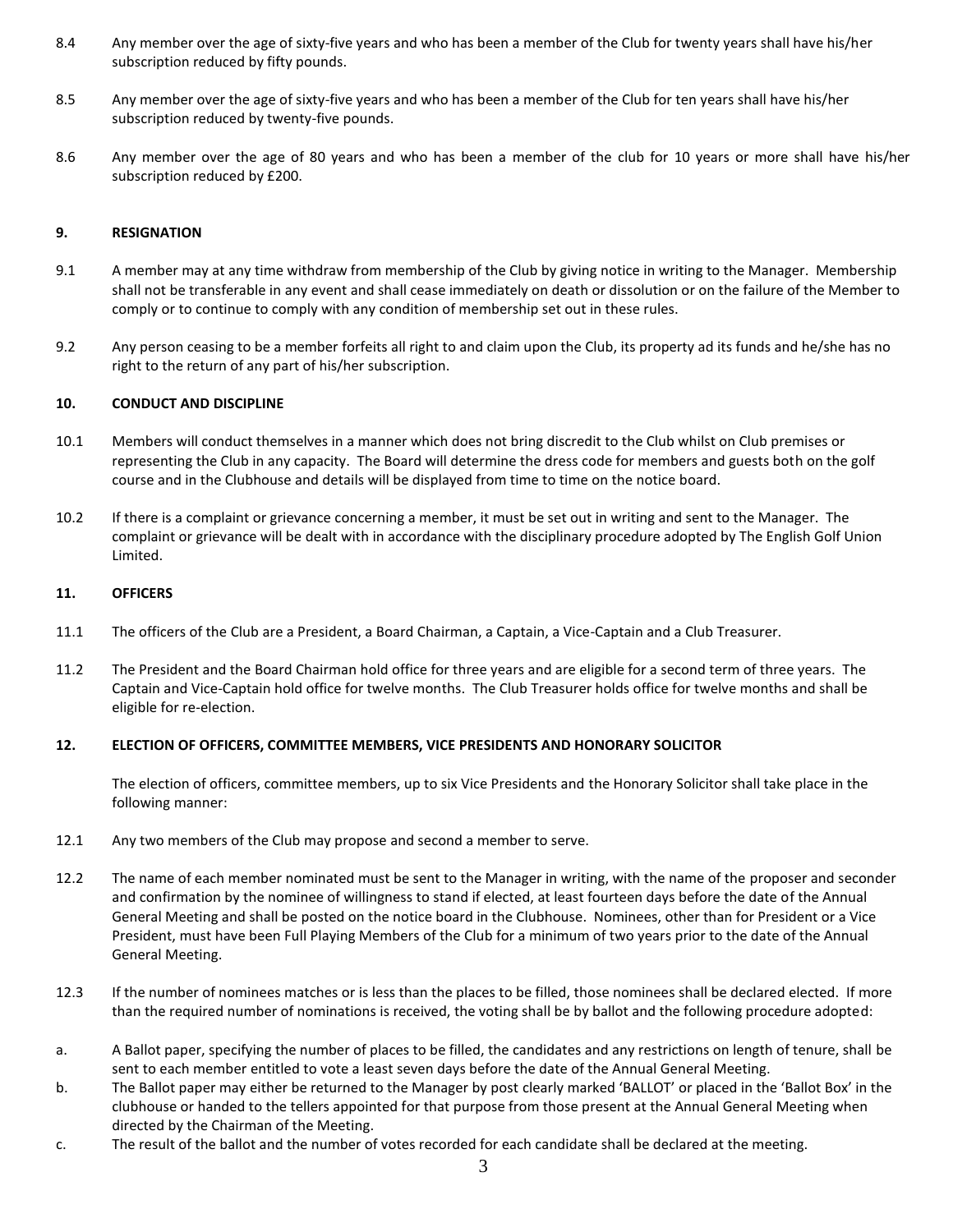8.4 Any member over the age of sixty-five years and who has been a member of the Club for twenty years shall have his/her subscription reduced by fifty pounds.

8.5 Any member over the age of sixty-five years and who has been a member of the Club for ten years shall have his/her subscription reduced by twenty-five pounds.

8.6 Any member over the age of 80 years and who has been a member of the club for 10 years or more shall have his/her subscription reduced by £200.

### 9. RESIGNATION

9.1 A member may at any time withdraw from membership of the Club by giving notice in writing to the Manager. Membership shall not be transferable in any event and shall cease immediately on death or dissolution or on the failure of the Member to comply or to continue to comply with any condition of membership set out in these rules.

9.2 Any person ceasing to be a member forfeits all right to and claim upon the Club, its property ad its funds and he/she has no right to the return of any part of his/her subscription.

### 10. CONDUCT AND DISCIPLINE

10.1 Members will conduct themselves in a manner which does not bring discredit to the Club whilst on Club premises or representing the Club in any capacity. The Board will determine the dress code for members and guests both on the golf course and in the Clubhouse and details will be displayed from time to time on the notice board.

10.2 If there is a complaint or grievance concerning a member, it must be set out in writing and sent to the Manager. The complaint or grievance will be dealt with in accordance with the disciplinary procedure adopted by The English Golf Union Limited.

### 11. OFFICERS

11.1 The officers of the Club are a President, a Board Chairman, a Captain, a Vice-Captain and a Club Treasurer.

11.2 The President and the Board Chairman hold office for three years and are eligible for a second term of three years. The Captain and Vice-Captain hold office for twelve months. The Club Treasurer holds office for twelve months and shall be eligible for re-election.

### 12. ELECTION OF OFFICERS, COMMITTEE MEMBERS, VICE PRESIDENTS AND HONORARY SOLICITOR

The election of officers, committee members, up to six Vice Presidents and the Honorary Solicitor shall take place in the following manner:

12.1 Any two members of the Club may propose and second a member to serve.

12.2 The name of each member nominated must be sent to the Manager in writing, with the name of the proposer and seconder and confirmation by the nominee of willingness to stand if elected, at least fourteen days before the date of the Annual General Meeting and shall be posted on the notice board in the Clubhouse. Nominees, other than for President or a Vice President, must have been Full Playing Members of the Club for a minimum of two years prior to the date of the Annual General Meeting.

12.3 If the number of nominees matches or is less than the places to be filled, those nominees shall be declared elected. If more than the required number of nominations is received, the voting shall be by ballot and the following procedure adopted:

a. A Ballot paper, specifying the number of places to be filled, the candidates and any restrictions on length of tenure, shall be sent to each member entitled to vote a least seven days before the date of the Annual General Meeting.

b. The Ballot paper may either be returned to the Manager by post clearly marked 'BALLOT' or placed in the 'Ballot Box' in the clubhouse or handed to the tellers appointed for that purpose from those present at the Annual General Meeting when directed by the Chairman of the Meeting.

c. The result of the ballot and the number of votes recorded for each candidate shall be declared at the meeting.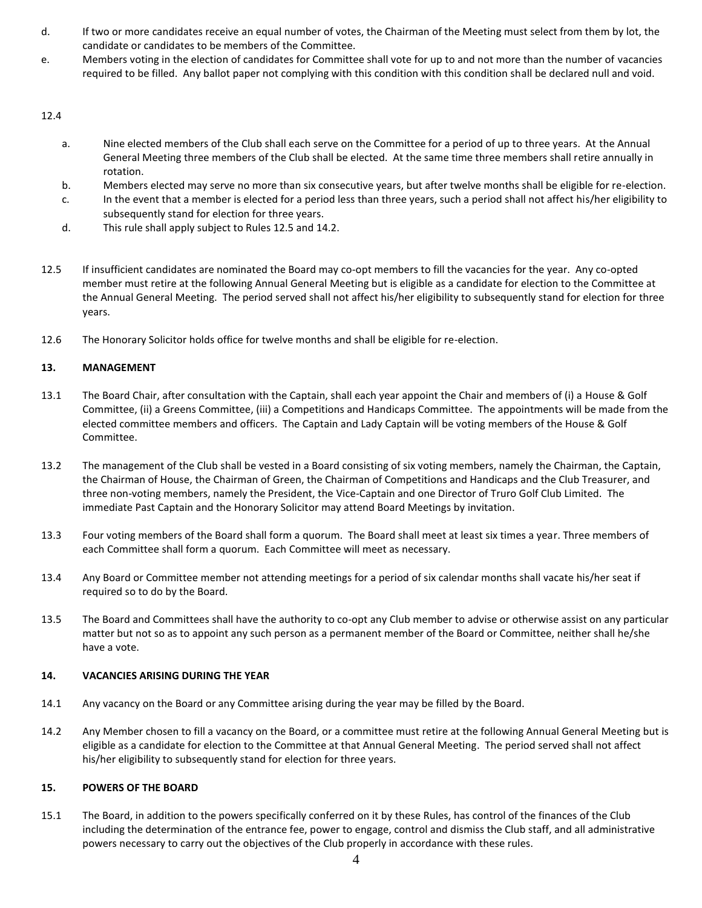d. If two or more candidates receive an equal number of votes, the Chairman of the Meeting must select from them by lot, the candidate or candidates to be members of the Committee.

e. Members voting in the election of candidates for Committee shall vote for up to and not more than the number of vacancies required to be filled. Any ballot paper not complying with this condition with this condition shall be declared null and void.

12.4

a. Nine elected members of the Club shall each serve on the Committee for a period of up to three years. At the Annual General Meeting three members of the Club shall be elected. At the same time three members shall retire annually in rotation.

b. Members elected may serve no more than six consecutive years, but after twelve months shall be eligible for re-election.

c. In the event that a member is elected for a period less than three years, such a period shall not affect his/her eligibility to subsequently stand for election for three years.

d. This rule shall apply subject to Rules 12.5 and 14.2.

12.5 If insufficient candidates are nominated the Board may co-opt members to fill the vacancies for the year. Any co-opted member must retire at the following Annual General Meeting but is eligible as a candidate for election to the Committee at the Annual General Meeting. The period served shall not affect his/her eligibility to subsequently stand for election for three years.

12.6 The Honorary Solicitor holds office for twelve months and shall be eligible for re-election.

## 13. MANAGEMENT

13.1 The Board Chair, after consultation with the Captain, shall each year appoint the Chair and members of (i) a House & Golf Committee, (ii) a Greens Committee, (iii) a Competitions and Handicaps Committee. The appointments will be made from the elected committee members and officers. The Captain and Lady Captain will be voting members of the House & Golf Committee.

13.2 The management of the Club shall be vested in a Board consisting of six voting members, namely the Chairman, the Captain, the Chairman of House, the Chairman of Green, the Chairman of Competitions and Handicaps and the Club Treasurer, and three non-voting members, namely the President, the Vice-Captain and one Director of Truro Golf Club Limited. The immediate Past Captain and the Honorary Solicitor may attend Board Meetings by invitation.

13.3 Four voting members of the Board shall form a quorum. The Board shall meet at least six times a year. Three members of each Committee shall form a quorum. Each Committee will meet as necessary.

13.4 Any Board or Committee member not attending meetings for a period of six calendar months shall vacate his/her seat if required so to do by the Board.

13.5 The Board and Committees shall have the authority to co-opt any Club member to advise or otherwise assist on any particular matter but not so as to appoint any such person as a permanent member of the Board or Committee, neither shall he/she have a vote.

## 14. VACANCIES ARISING DURING THE YEAR

14.1 Any vacancy on the Board or any Committee arising during the year may be filled by the Board.

14.2 Any Member chosen to fill a vacancy on the Board, or a committee must retire at the following Annual General Meeting but is eligible as a candidate for election to the Committee at that Annual General Meeting. The period served shall not affect his/her eligibility to subsequently stand for election for three years.

## 15. POWERS OF THE BOARD

15.1 The Board, in addition to the powers specifically conferred on it by these Rules, has control of the finances of the Club including the determination of the entrance fee, power to engage, control and dismiss the Club staff, and all administrative powers necessary to carry out the objectives of the Club properly in accordance with these rules.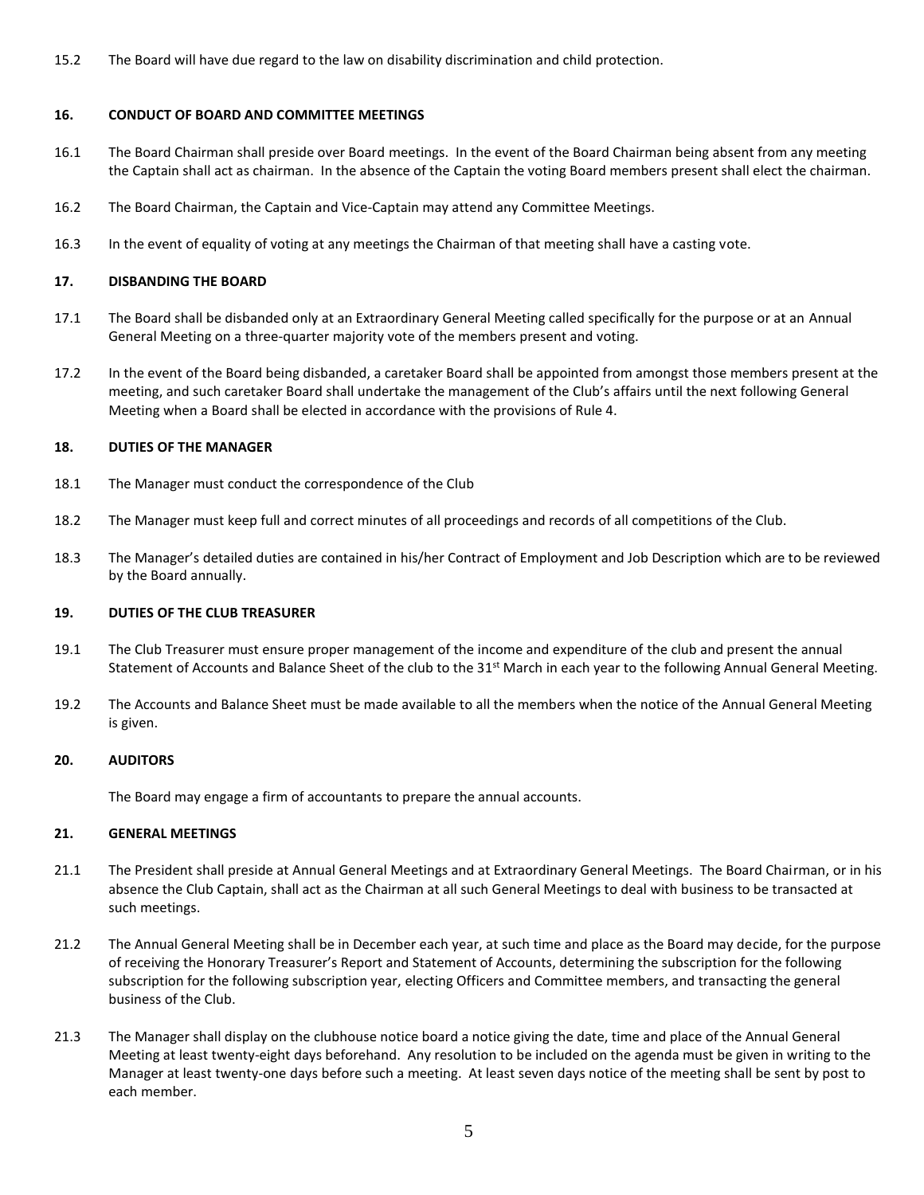15.2 The Board will have due regard to the law on disability discrimination and child protection.

## 16. CONDUCT OF BOARD AND COMMITTEE MEETINGS

16.1 The Board Chairman shall preside over Board meetings. In the event of the Board Chairman being absent from any meeting the Captain shall act as chairman. In the absence of the Captain the voting Board members present shall elect the chairman.

16.2 The Board Chairman, the Captain and Vice-Captain may attend any Committee Meetings.

16.3 In the event of equality of voting at any meetings the Chairman of that meeting shall have a casting vote.

## 17. DISBANDING THE BOARD

17.1 The Board shall be disbanded only at an Extraordinary General Meeting called specifically for the purpose or at an Annual General Meeting on a three-quarter majority vote of the members present and voting.

17.2 In the event of the Board being disbanded, a caretaker Board shall be appointed from amongst those members present at the meeting, and such caretaker Board shall undertake the management of the Club's affairs until the next following General Meeting when a Board shall be elected in accordance with the provisions of Rule 4.

## 18. DUTIES OF THE MANAGER

18.1 The Manager must conduct the correspondence of the Club

18.2 The Manager must keep full and correct minutes of all proceedings and records of all competitions of the Club.

18.3 The Manager's detailed duties are contained in his/her Contract of Employment and Job Description which are to be reviewed by the Board annually.

## 19. DUTIES OF THE CLUB TREASURER

19.1 The Club Treasurer must ensure proper management of the income and expenditure of the club and present the annual Statement of Accounts and Balance Sheet of the club to the 31st March in each year to the following Annual General Meeting.

19.2 The Accounts and Balance Sheet must be made available to all the members when the notice of the Annual General Meeting is given.

## 20. AUDITORS

The Board may engage a firm of accountants to prepare the annual accounts.

## 21. GENERAL MEETINGS

21.1 The President shall preside at Annual General Meetings and at Extraordinary General Meetings. The Board Chairman, or in his absence the Club Captain, shall act as the Chairman at all such General Meetings to deal with business to be transacted at such meetings.

21.2 The Annual General Meeting shall be in December each year, at such time and place as the Board may decide, for the purpose of receiving the Honorary Treasurer's Report and Statement of Accounts, determining the subscription for the following subscription for the following subscription year, electing Officers and Committee members, and transacting the general business of the Club.

21.3 The Manager shall display on the clubhouse notice board a notice giving the date, time and place of the Annual General Meeting at least twenty-eight days beforehand. Any resolution to be included on the agenda must be given in writing to the Manager at least twenty-one days before such a meeting. At least seven days notice of the meeting shall be sent by post to each member.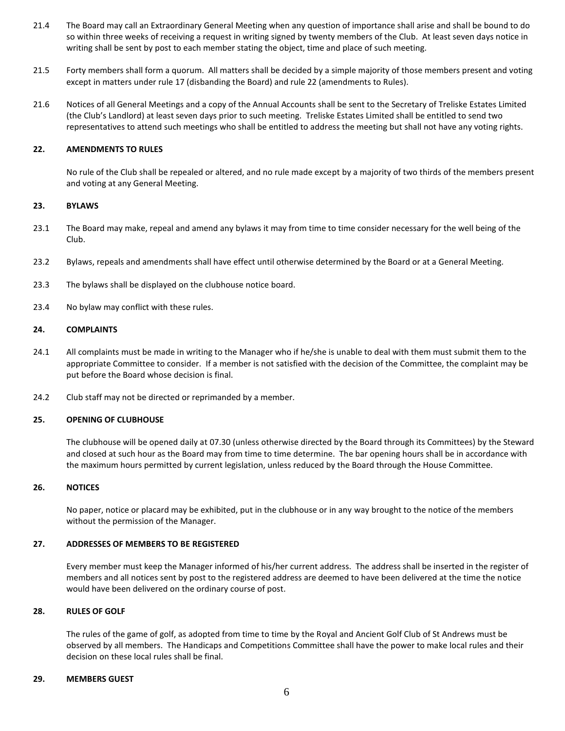21.4 The Board may call an Extraordinary General Meeting when any question of importance shall arise and shall be bound to do so within three weeks of receiving a request in writing signed by twenty members of the Club. At least seven days notice in writing shall be sent by post to each member stating the object, time and place of such meeting.

21.5 Forty members shall form a quorum. All matters shall be decided by a simple majority of those members present and voting except in matters under rule 17 (disbanding the Board) and rule 22 (amendments to Rules).

21.6 Notices of all General Meetings and a copy of the Annual Accounts shall be sent to the Secretary of Treliske Estates Limited (the Club's Landlord) at least seven days prior to such meeting. Treliske Estates Limited shall be entitled to send two representatives to attend such meetings who shall be entitled to address the meeting but shall not have any voting rights.

**22. AMENDMENTS TO RULES**

No rule of the Club shall be repealed or altered, and no rule made except by a majority of two thirds of the members present and voting at any General Meeting.

**23. BYLAWS**

23.1 The Board may make, repeal and amend any bylaws it may from time to time consider necessary for the well being of the Club.

23.2 Bylaws, repeals and amendments shall have effect until otherwise determined by the Board or at a General Meeting.

23.3 The bylaws shall be displayed on the clubhouse notice board.

23.4 No bylaw may conflict with these rules.

**24. COMPLAINTS**

24.1 All complaints must be made in writing to the Manager who if he/she is unable to deal with them must submit them to the appropriate Committee to consider. If a member is not satisfied with the decision of the Committee, the complaint may be put before the Board whose decision is final.

24.2 Club staff may not be directed or reprimanded by a member.

**25. OPENING OF CLUBHOUSE**

The clubhouse will be opened daily at 07.30 (unless otherwise directed by the Board through its Committees) by the Steward and closed at such hour as the Board may from time to time determine. The bar opening hours shall be in accordance with the maximum hours permitted by current legislation, unless reduced by the Board through the House Committee.

**26. NOTICES**

No paper, notice or placard may be exhibited, put in the clubhouse or in any way brought to the notice of the members without the permission of the Manager.

**27. ADDRESSES OF MEMBERS TO BE REGISTERED**

Every member must keep the Manager informed of his/her current address. The address shall be inserted in the register of members and all notices sent by post to the registered address are deemed to have been delivered at the time the notice would have been delivered on the ordinary course of post.

**28. RULES OF GOLF**

The rules of the game of golf, as adopted from time to time by the Royal and Ancient Golf Club of St Andrews must be observed by all members. The Handicaps and Competitions Committee shall have the power to make local rules and their decision on these local rules shall be final.

**29. MEMBERS GUEST**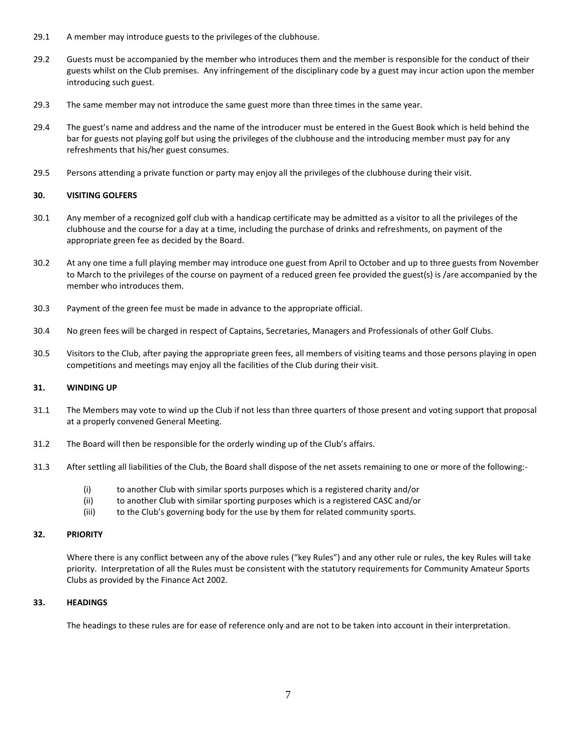29.1 A member may introduce guests to the privileges of the clubhouse.

29.2 Guests must be accompanied by the member who introduces them and the member is responsible for the conduct of their guests whilst on the Club premises. Any infringement of the disciplinary code by a guest may incur action upon the member introducing such guest.

29.3 The same member may not introduce the same guest more than three times in the same year.

29.4 The guest's name and address and the name of the introducer must be entered in the Guest Book which is held behind the bar for guests not playing golf but using the privileges of the clubhouse and the introducing member must pay for any refreshments that his/her guest consumes.

29.5 Persons attending a private function or party may enjoy all the privileges of the clubhouse during their visit.

## 30. VISITING GOLFERS

30.1 Any member of a recognized golf club with a handicap certificate may be admitted as a visitor to all the privileges of the clubhouse and the course for a day at a time, including the purchase of drinks and refreshments, on payment of the appropriate green fee as decided by the Board.

30.2 At any one time a full playing member may introduce one guest from April to October and up to three guests from November to March to the privileges of the course on payment of a reduced green fee provided the guest(s) is /are accompanied by the member who introduces them.

30.3 Payment of the green fee must be made in advance to the appropriate official.

30.4 No green fees will be charged in respect of Captains, Secretaries, Managers and Professionals of other Golf Clubs.

30.5 Visitors to the Club, after paying the appropriate green fees, all members of visiting teams and those persons playing in open competitions and meetings may enjoy all the facilities of the Club during their visit.

## 31. WINDING UP

31.1 The Members may vote to wind up the Club if not less than three quarters of those present and voting support that proposal at a properly convened General Meeting.

31.2 The Board will then be responsible for the orderly winding up of the Club's affairs.

31.3 After settling all liabilities of the Club, the Board shall dispose of the net assets remaining to one or more of the following:-

- (i) to another Club with similar sports purposes which is a registered charity and/or
- (ii) to another Club with similar sporting purposes which is a registered CASC and/or
- (iii) to the Club's governing body for the use by them for related community sports.

## 32. PRIORITY

Where there is any conflict between any of the above rules ("key Rules") and any other rule or rules, the key Rules will take priority. Interpretation of all the Rules must be consistent with the statutory requirements for Community Amateur Sports Clubs as provided by the Finance Act 2002.

## 33. HEADINGS

The headings to these rules are for ease of reference only and are not to be taken into account in their interpretation.